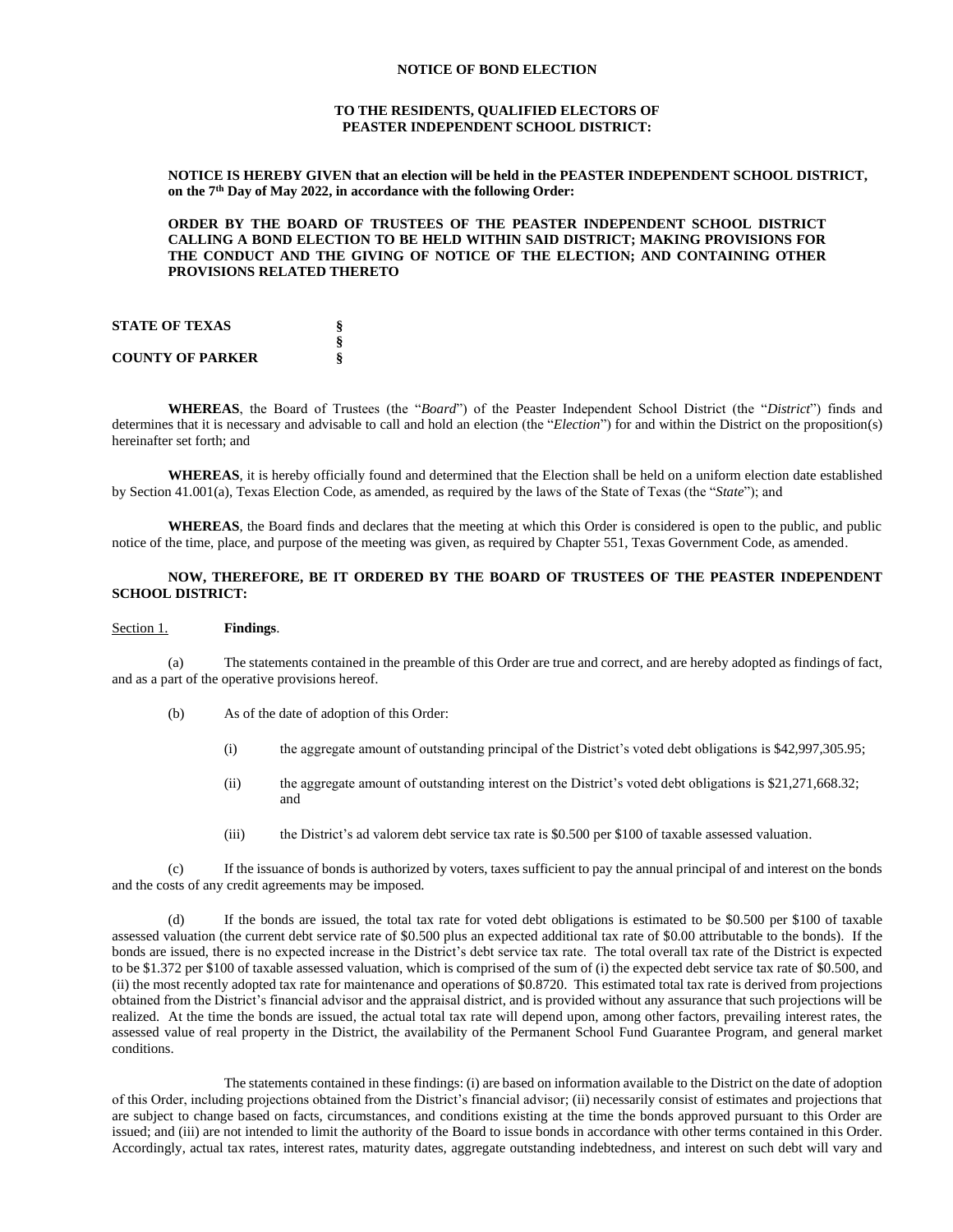**NOTICE OF BOND ELECTION**

**TO THE RESIDENTS, QUALIFIED ELECTORS OF PEASTER INDEPENDENT SCHOOL DISTRICT:**

**NOTICE IS HEREBY GIVEN that an election will be held in the PEASTER INDEPENDENT SCHOOL DISTRICT, on the 7th Day of May 2022, in accordance with the following Order:**

**ORDER BY THE BOARD OF TRUSTEES OF THE PEASTER INDEPENDENT SCHOOL DISTRICT CALLING A BOND ELECTION TO BE HELD WITHIN SAID DISTRICT; MAKING PROVISIONS FOR THE CONDUCT AND THE GIVING OF NOTICE OF THE ELECTION; AND CONTAINING OTHER PROVISIONS RELATED THERETO**

**STATE OF TEXAS** §
§
**COUNTY OF PARKER** §

**WHEREAS**, the Board of Trustees (the "*Board*") of the Peaster Independent School District (the "*District*") finds and determines that it is necessary and advisable to call and hold an election (the "*Election*") for and within the District on the proposition(s) hereinafter set forth; and

**WHEREAS**, it is hereby officially found and determined that the Election shall be held on a uniform election date established by Section 41.001(a), Texas Election Code, as amended, as required by the laws of the State of Texas (the "*State*"); and

**WHEREAS**, the Board finds and declares that the meeting at which this Order is considered is open to the public, and public notice of the time, place, and purpose of the meeting was given, as required by Chapter 551, Texas Government Code, as amended.

**NOW, THEREFORE, BE IT ORDERED BY THE BOARD OF TRUSTEES OF THE PEASTER INDEPENDENT SCHOOL DISTRICT:**

Section 1. **Findings**.

(a) The statements contained in the preamble of this Order are true and correct, and are hereby adopted as findings of fact, and as a part of the operative provisions hereof.

(b) As of the date of adoption of this Order:

(i) the aggregate amount of outstanding principal of the District's voted debt obligations is $42,997,305.95;

(ii) the aggregate amount of outstanding interest on the District's voted debt obligations is $21,271,668.32; and

(iii) the District's ad valorem debt service tax rate is $0.500 per $100 of taxable assessed valuation.

(c) If the issuance of bonds is authorized by voters, taxes sufficient to pay the annual principal of and interest on the bonds and the costs of any credit agreements may be imposed.

(d) If the bonds are issued, the total tax rate for voted debt obligations is estimated to be $0.500 per $100 of taxable assessed valuation (the current debt service rate of $0.500 plus an expected additional tax rate of $0.00 attributable to the bonds). If the bonds are issued, there is no expected increase in the District's debt service tax rate. The total overall tax rate of the District is expected to be $1.372 per $100 of taxable assessed valuation, which is comprised of the sum of (i) the expected debt service tax rate of $0.500, and (ii) the most recently adopted tax rate for maintenance and operations of $0.8720. This estimated total tax rate is derived from projections obtained from the District's financial advisor and the appraisal district, and is provided without any assurance that such projections will be realized. At the time the bonds are issued, the actual total tax rate will depend upon, among other factors, prevailing interest rates, the assessed value of real property in the District, the availability of the Permanent School Fund Guarantee Program, and general market conditions.

The statements contained in these findings: (i) are based on information available to the District on the date of adoption of this Order, including projections obtained from the District's financial advisor; (ii) necessarily consist of estimates and projections that are subject to change based on facts, circumstances, and conditions existing at the time the bonds approved pursuant to this Order are issued; and (iii) are not intended to limit the authority of the Board to issue bonds in accordance with other terms contained in this Order. Accordingly, actual tax rates, interest rates, maturity dates, aggregate outstanding indebtedness, and interest on such debt will vary and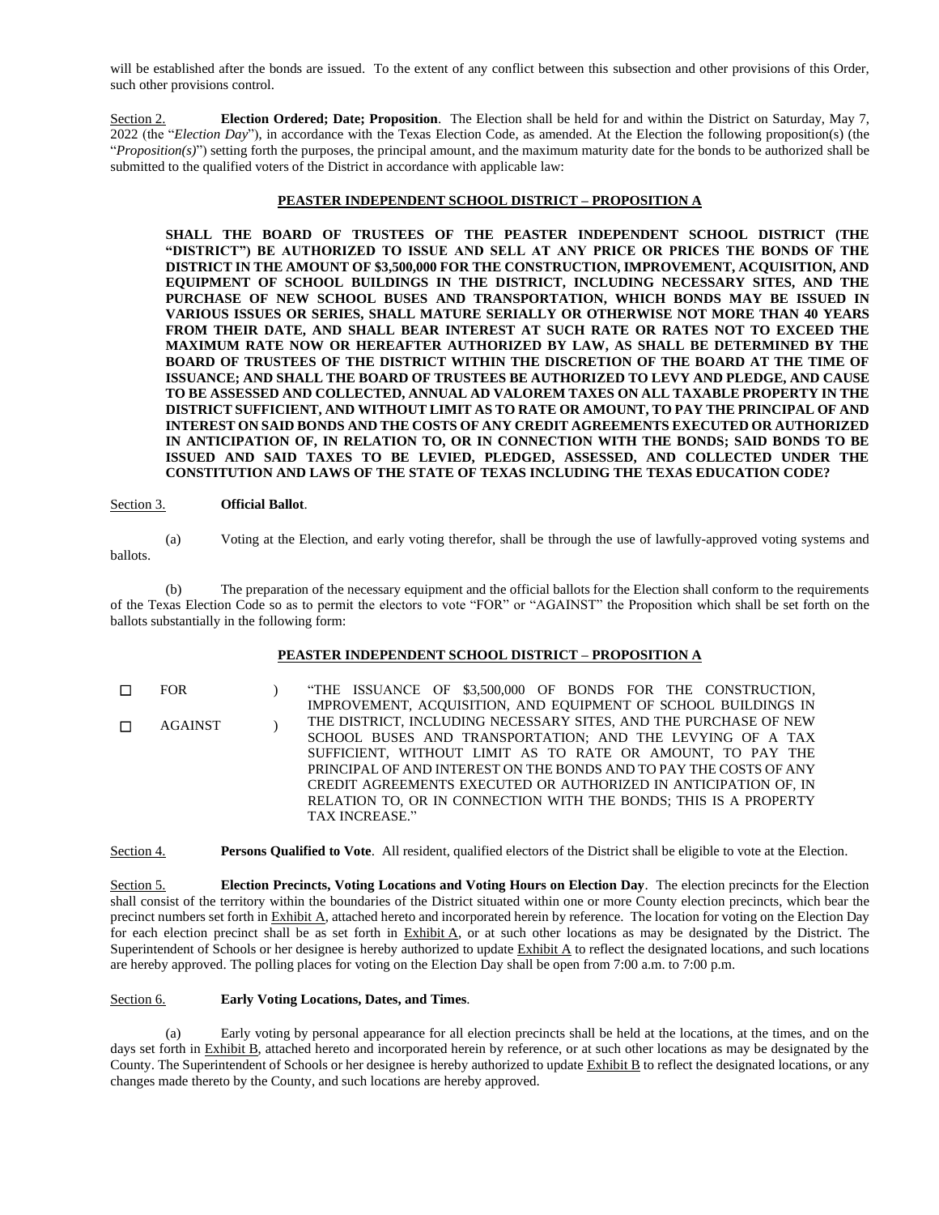will be established after the bonds are issued. To the extent of any conflict between this subsection and other provisions of this Order, such other provisions control.

Section 2. **Election Ordered; Date; Proposition**. The Election shall be held for and within the District on Saturday, May 7, 2022 (the "*Election Day*"), in accordance with the Texas Election Code, as amended. At the Election the following proposition(s) (the "*Proposition(s)*") setting forth the purposes, the principal amount, and the maximum maturity date for the bonds to be authorized shall be submitted to the qualified voters of the District in accordance with applicable law:

**PEASTER INDEPENDENT SCHOOL DISTRICT – PROPOSITION A**

**SHALL THE BOARD OF TRUSTEES OF THE PEASTER INDEPENDENT SCHOOL DISTRICT (THE "DISTRICT") BE AUTHORIZED TO ISSUE AND SELL AT ANY PRICE OR PRICES THE BONDS OF THE DISTRICT IN THE AMOUNT OF $3,500,000 FOR THE CONSTRUCTION, IMPROVEMENT, ACQUISITION, AND EQUIPMENT OF SCHOOL BUILDINGS IN THE DISTRICT, INCLUDING NECESSARY SITES, AND THE PURCHASE OF NEW SCHOOL BUSES AND TRANSPORTATION, WHICH BONDS MAY BE ISSUED IN VARIOUS ISSUES OR SERIES, SHALL MATURE SERIALLY OR OTHERWISE NOT MORE THAN 40 YEARS FROM THEIR DATE, AND SHALL BEAR INTEREST AT SUCH RATE OR RATES NOT TO EXCEED THE MAXIMUM RATE NOW OR HEREAFTER AUTHORIZED BY LAW, AS SHALL BE DETERMINED BY THE BOARD OF TRUSTEES OF THE DISTRICT WITHIN THE DISCRETION OF THE BOARD AT THE TIME OF ISSUANCE; AND SHALL THE BOARD OF TRUSTEES BE AUTHORIZED TO LEVY AND PLEDGE, AND CAUSE TO BE ASSESSED AND COLLECTED, ANNUAL AD VALOREM TAXES ON ALL TAXABLE PROPERTY IN THE DISTRICT SUFFICIENT, AND WITHOUT LIMIT AS TO RATE OR AMOUNT, TO PAY THE PRINCIPAL OF AND INTEREST ON SAID BONDS AND THE COSTS OF ANY CREDIT AGREEMENTS EXECUTED OR AUTHORIZED IN ANTICIPATION OF, IN RELATION TO, OR IN CONNECTION WITH THE BONDS; SAID BONDS TO BE ISSUED AND SAID TAXES TO BE LEVIED, PLEDGED, ASSESSED, AND COLLECTED UNDER THE CONSTITUTION AND LAWS OF THE STATE OF TEXAS INCLUDING THE TEXAS EDUCATION CODE?**

Section 3. **Official Ballot**.

(a) Voting at the Election, and early voting therefor, shall be through the use of lawfully-approved voting systems and ballots.

(b) The preparation of the necessary equipment and the official ballots for the Election shall conform to the requirements of the Texas Election Code so as to permit the electors to vote "FOR" or "AGAINST" the Proposition which shall be set forth on the ballots substantially in the following form:

**PEASTER INDEPENDENT SCHOOL DISTRICT – PROPOSITION A**

☐ FOR )
☐ AGAINST )

"THE ISSUANCE OF $3,500,000 OF BONDS FOR THE CONSTRUCTION, IMPROVEMENT, ACQUISITION, AND EQUIPMENT OF SCHOOL BUILDINGS IN THE DISTRICT, INCLUDING NECESSARY SITES, AND THE PURCHASE OF NEW SCHOOL BUSES AND TRANSPORTATION; AND THE LEVYING OF A TAX SUFFICIENT, WITHOUT LIMIT AS TO RATE OR AMOUNT, TO PAY THE PRINCIPAL OF AND INTEREST ON THE BONDS AND TO PAY THE COSTS OF ANY CREDIT AGREEMENTS EXECUTED OR AUTHORIZED IN ANTICIPATION OF, IN RELATION TO, OR IN CONNECTION WITH THE BONDS; THIS IS A PROPERTY TAX INCREASE."

Section 4. **Persons Qualified to Vote**. All resident, qualified electors of the District shall be eligible to vote at the Election.

Section 5. **Election Precincts, Voting Locations and Voting Hours on Election Day**. The election precincts for the Election shall consist of the territory within the boundaries of the District situated within one or more County election precincts, which bear the precinct numbers set forth in Exhibit A, attached hereto and incorporated herein by reference. The location for voting on the Election Day for each election precinct shall be as set forth in Exhibit A, or at such other locations as may be designated by the District. The Superintendent of Schools or her designee is hereby authorized to update Exhibit A to reflect the designated locations, and such locations are hereby approved. The polling places for voting on the Election Day shall be open from 7:00 a.m. to 7:00 p.m.

Section 6. **Early Voting Locations, Dates, and Times**.

(a) Early voting by personal appearance for all election precincts shall be held at the locations, at the times, and on the days set forth in Exhibit B, attached hereto and incorporated herein by reference, or at such other locations as may be designated by the County. The Superintendent of Schools or her designee is hereby authorized to update Exhibit B to reflect the designated locations, or any changes made thereto by the County, and such locations are hereby approved.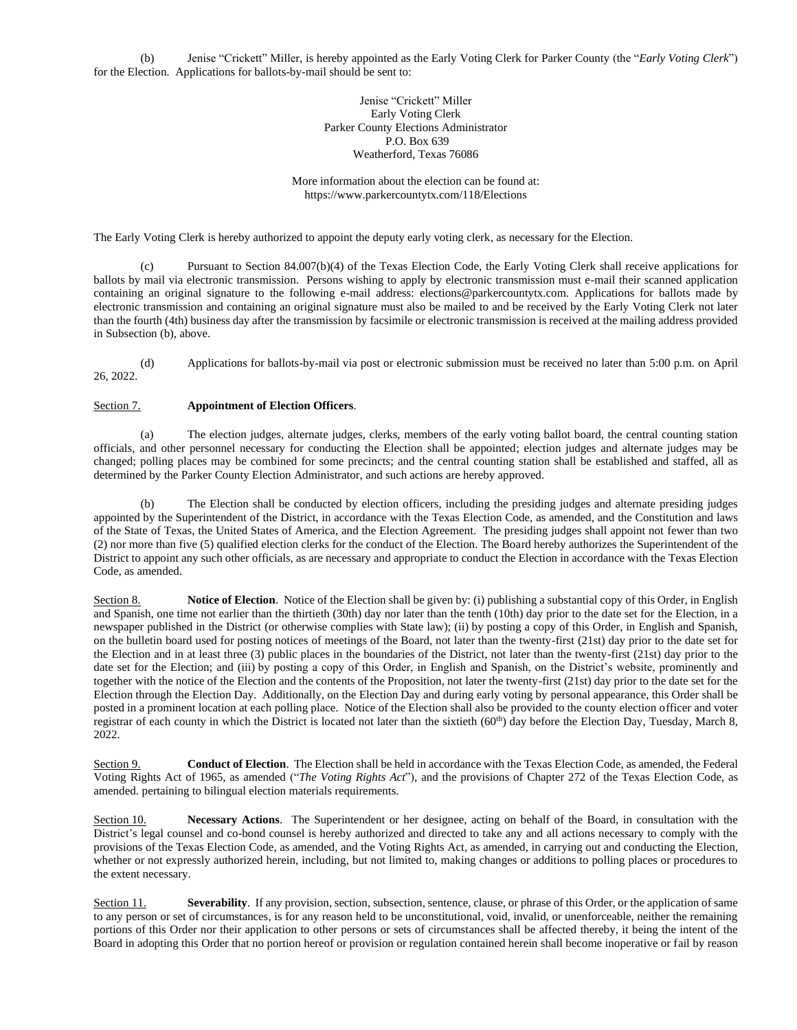(b) Jenise "Crickett" Miller, is hereby appointed as the Early Voting Clerk for Parker County (the "*Early Voting Clerk*") for the Election. Applications for ballots-by-mail should be sent to:

Jenise "Crickett" Miller
Early Voting Clerk
Parker County Elections Administrator
P.O. Box 639
Weatherford, Texas 76086

More information about the election can be found at:
https://www.parkercountytx.com/118/Elections

The Early Voting Clerk is hereby authorized to appoint the deputy early voting clerk, as necessary for the Election.

(c) Pursuant to Section 84.007(b)(4) of the Texas Election Code, the Early Voting Clerk shall receive applications for ballots by mail via electronic transmission. Persons wishing to apply by electronic transmission must e-mail their scanned application containing an original signature to the following e-mail address: elections@parkercountytx.com. Applications for ballots made by electronic transmission and containing an original signature must also be mailed to and be received by the Early Voting Clerk not later than the fourth (4th) business day after the transmission by facsimile or electronic transmission is received at the mailing address provided in Subsection (b), above.

(d) Applications for ballots-by-mail via post or electronic submission must be received no later than 5:00 p.m. on April 26, 2022.

Section 7. **Appointment of Election Officers**.

(a) The election judges, alternate judges, clerks, members of the early voting ballot board, the central counting station officials, and other personnel necessary for conducting the Election shall be appointed; election judges and alternate judges may be changed; polling places may be combined for some precincts; and the central counting station shall be established and staffed, all as determined by the Parker County Election Administrator, and such actions are hereby approved.

(b) The Election shall be conducted by election officers, including the presiding judges and alternate presiding judges appointed by the Superintendent of the District, in accordance with the Texas Election Code, as amended, and the Constitution and laws of the State of Texas, the United States of America, and the Election Agreement. The presiding judges shall appoint not fewer than two (2) nor more than five (5) qualified election clerks for the conduct of the Election. The Board hereby authorizes the Superintendent of the District to appoint any such other officials, as are necessary and appropriate to conduct the Election in accordance with the Texas Election Code, as amended.

Section 8. **Notice of Election**. Notice of the Election shall be given by: (i) publishing a substantial copy of this Order, in English and Spanish, one time not earlier than the thirtieth (30th) day nor later than the tenth (10th) day prior to the date set for the Election, in a newspaper published in the District (or otherwise complies with State law); (ii) by posting a copy of this Order, in English and Spanish, on the bulletin board used for posting notices of meetings of the Board, not later than the twenty-first (21st) day prior to the date set for the Election and in at least three (3) public places in the boundaries of the District, not later than the twenty-first (21st) day prior to the date set for the Election; and (iii) by posting a copy of this Order, in English and Spanish, on the District's website, prominently and together with the notice of the Election and the contents of the Proposition, not later the twenty-first (21st) day prior to the date set for the Election through the Election Day. Additionally, on the Election Day and during early voting by personal appearance, this Order shall be posted in a prominent location at each polling place. Notice of the Election shall also be provided to the county election officer and voter registrar of each county in which the District is located not later than the sixtieth (60th) day before the Election Day, Tuesday, March 8, 2022.

Section 9. **Conduct of Election**. The Election shall be held in accordance with the Texas Election Code, as amended, the Federal Voting Rights Act of 1965, as amended ("*The Voting Rights Act*"), and the provisions of Chapter 272 of the Texas Election Code, as amended. pertaining to bilingual election materials requirements.

Section 10. **Necessary Actions**. The Superintendent or her designee, acting on behalf of the Board, in consultation with the District's legal counsel and co-bond counsel is hereby authorized and directed to take any and all actions necessary to comply with the provisions of the Texas Election Code, as amended, and the Voting Rights Act, as amended, in carrying out and conducting the Election, whether or not expressly authorized herein, including, but not limited to, making changes or additions to polling places or procedures to the extent necessary.

Section 11. **Severability**. If any provision, section, subsection, sentence, clause, or phrase of this Order, or the application of same to any person or set of circumstances, is for any reason held to be unconstitutional, void, invalid, or unenforceable, neither the remaining portions of this Order nor their application to other persons or sets of circumstances shall be affected thereby, it being the intent of the Board in adopting this Order that no portion hereof or provision or regulation contained herein shall become inoperative or fail by reason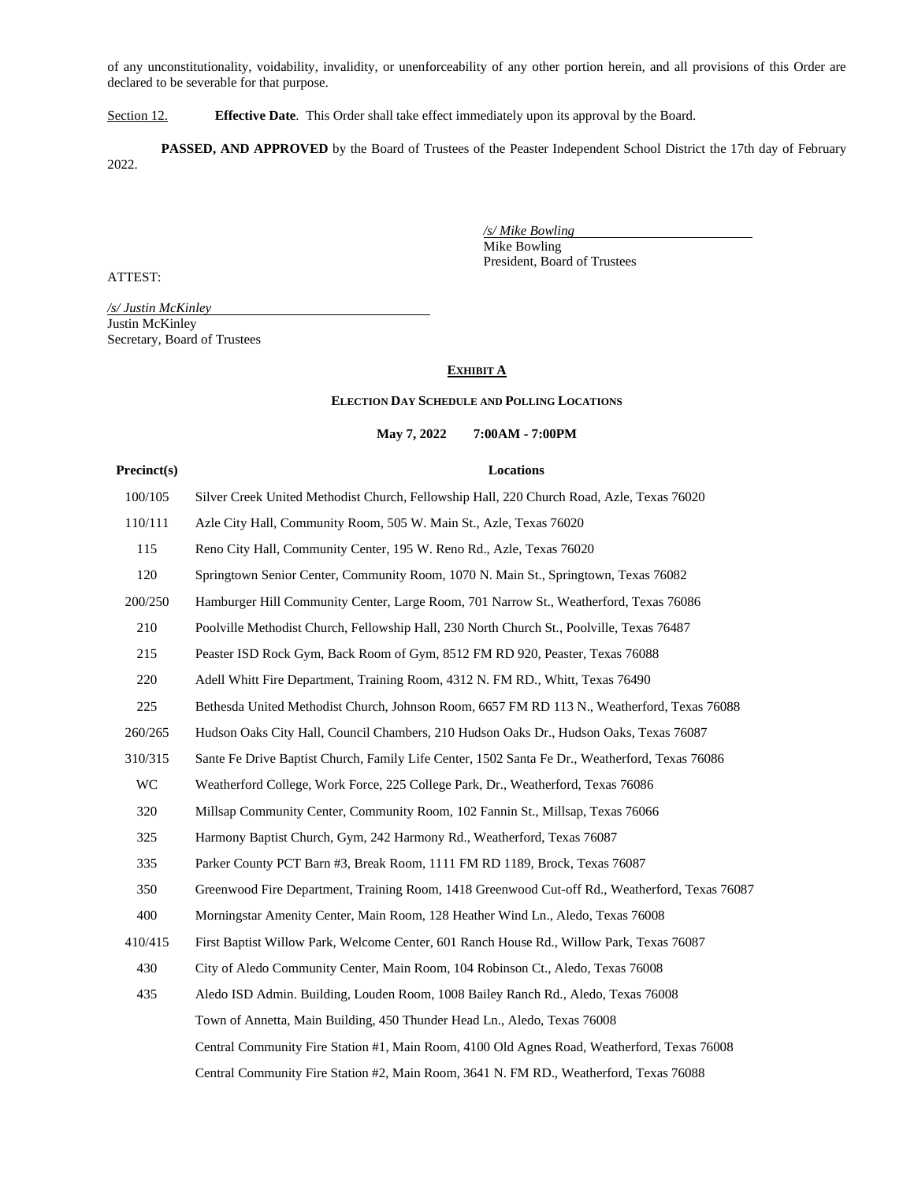of any unconstitutionality, voidability, invalidity, or unenforceability of any other portion herein, and all provisions of this Order are declared to be severable for that purpose.

Section 12. **Effective Date**. This Order shall take effect immediately upon its approval by the Board.

**PASSED, AND APPROVED** by the Board of Trustees of the Peaster Independent School District the 17th day of February 2022.

*/s/ Mike Bowling*
Mike Bowling
President, Board of Trustees

ATTEST:

*/s/ Justin McKinley*
Justin McKinley
Secretary, Board of Trustees

## EXHIBIT A

### ELECTION DAY SCHEDULE AND POLLING LOCATIONS

**May 7, 2022 7:00AM - 7:00PM**

| Precinct(s) | Locations |
|---|---|
| 100/105 | Silver Creek United Methodist Church, Fellowship Hall, 220 Church Road, Azle, Texas 76020 |
| 110/111 | Azle City Hall, Community Room, 505 W. Main St., Azle, Texas 76020 |
| 115 | Reno City Hall, Community Center, 195 W. Reno Rd., Azle, Texas 76020 |
| 120 | Springtown Senior Center, Community Room, 1070 N. Main St., Springtown, Texas 76082 |
| 200/250 | Hamburger Hill Community Center, Large Room, 701 Narrow St., Weatherford, Texas 76086 |
| 210 | Poolville Methodist Church, Fellowship Hall, 230 North Church St., Poolville, Texas 76487 |
| 215 | Peaster ISD Rock Gym, Back Room of Gym, 8512 FM RD 920, Peaster, Texas 76088 |
| 220 | Adell Whitt Fire Department, Training Room, 4312 N. FM RD., Whitt, Texas 76490 |
| 225 | Bethesda United Methodist Church, Johnson Room, 6657 FM RD 113 N., Weatherford, Texas 76088 |
| 260/265 | Hudson Oaks City Hall, Council Chambers, 210 Hudson Oaks Dr., Hudson Oaks, Texas 76087 |
| 310/315 | Sante Fe Drive Baptist Church, Family Life Center, 1502 Santa Fe Dr., Weatherford, Texas 76086 |
| WC | Weatherford College, Work Force, 225 College Park, Dr., Weatherford, Texas 76086 |
| 320 | Millsap Community Center, Community Room, 102 Fannin St., Millsap, Texas 76066 |
| 325 | Harmony Baptist Church, Gym, 242 Harmony Rd., Weatherford, Texas 76087 |
| 335 | Parker County PCT Barn #3, Break Room, 1111 FM RD 1189, Brock, Texas 76087 |
| 350 | Greenwood Fire Department, Training Room, 1418 Greenwood Cut-off Rd., Weatherford, Texas 76087 |
| 400 | Morningstar Amenity Center, Main Room, 128 Heather Wind Ln., Aledo, Texas 76008 |
| 410/415 | First Baptist Willow Park, Welcome Center, 601 Ranch House Rd., Willow Park, Texas 76087 |
| 430 | City of Aledo Community Center, Main Room, 104 Robinson Ct., Aledo, Texas 76008 |
| 435 | Aledo ISD Admin. Building, Louden Room, 1008 Bailey Ranch Rd., Aledo, Texas 76008 |
| | Town of Annetta, Main Building, 450 Thunder Head Ln., Aledo, Texas 76008 |
| | Central Community Fire Station #1, Main Room, 4100 Old Agnes Road, Weatherford, Texas 76008 |
| | Central Community Fire Station #2, Main Room, 3641 N. FM RD., Weatherford, Texas 76088 |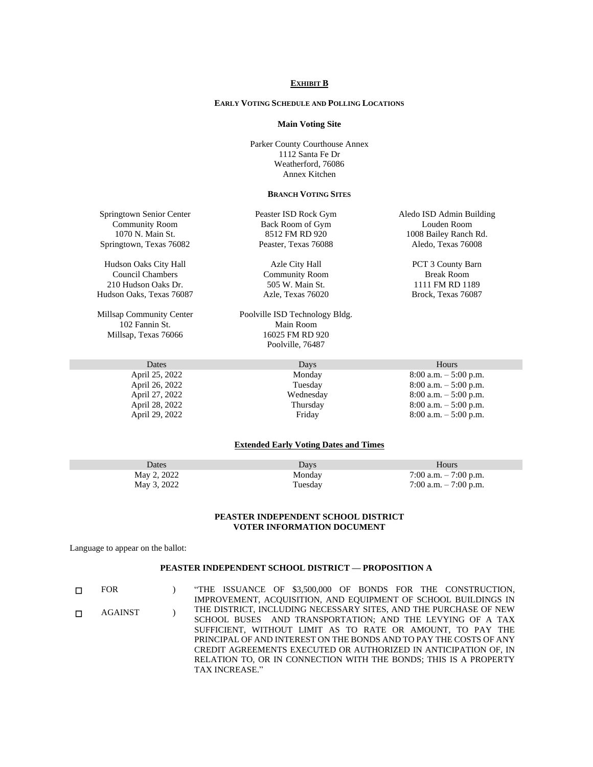## EXHIBIT B

### EARLY VOTING SCHEDULE AND POLLING LOCATIONS

**Main Voting Site**

Parker County Courthouse Annex
1112 Santa Fe Dr
Weatherford, 76086
Annex Kitchen

### BRANCH VOTING SITES

Springtown Senior Center
Community Room
1070 N. Main St.
Springtown, Texas 76082

Peaster ISD Rock Gym
Back Room of Gym
8512 FM RD 920
Peaster, Texas 76088

Aledo ISD Admin Building
Louden Room
1008 Bailey Ranch Rd.
Aledo, Texas 76008

Hudson Oaks City Hall
Council Chambers
210 Hudson Oaks Dr.
Hudson Oaks, Texas 76087

Azle City Hall
Community Room
505 W. Main St.
Azle, Texas 76020

PCT 3 County Barn
Break Room
1111 FM RD 1189
Brock, Texas 76087

Millsap Community Center
102 Fannin St.
Millsap, Texas 76066

Poolville ISD Technology Bldg.
Main Room
16025 FM RD 920
Poolville, 76487

| Dates | Days | Hours |
|---|---|---|
| April 25, 2022 | Monday | 8:00 a.m. – 5:00 p.m. |
| April 26, 2022 | Tuesday | 8:00 a.m. – 5:00 p.m. |
| April 27, 2022 | Wednesday | 8:00 a.m. – 5:00 p.m. |
| April 28, 2022 | Thursday | 8:00 a.m. – 5:00 p.m. |
| April 29, 2022 | Friday | 8:00 a.m. – 5:00 p.m. |

**Extended Early Voting Dates and Times**

| Dates | Days | Hours |
|---|---|---|
| May 2, 2022 | Monday | 7:00 a.m. – 7:00 p.m. |
| May 3, 2022 | Tuesday | 7:00 a.m. – 7:00 p.m. |

**PEASTER INDEPENDENT SCHOOL DISTRICT
VOTER INFORMATION DOCUMENT**

Language to appear on the ballot:

**PEASTER INDEPENDENT SCHOOL DISTRICT — PROPOSITION A**

☐ FOR )
☐ AGAINST )

"THE ISSUANCE OF $3,500,000 OF BONDS FOR THE CONSTRUCTION, IMPROVEMENT, ACQUISITION, AND EQUIPMENT OF SCHOOL BUILDINGS IN THE DISTRICT, INCLUDING NECESSARY SITES, AND THE PURCHASE OF NEW SCHOOL BUSES AND TRANSPORTATION; AND THE LEVYING OF A TAX SUFFICIENT, WITHOUT LIMIT AS TO RATE OR AMOUNT, TO PAY THE PRINCIPAL OF AND INTEREST ON THE BONDS AND TO PAY THE COSTS OF ANY CREDIT AGREEMENTS EXECUTED OR AUTHORIZED IN ANTICIPATION OF, IN RELATION TO, OR IN CONNECTION WITH THE BONDS; THIS IS A PROPERTY TAX INCREASE."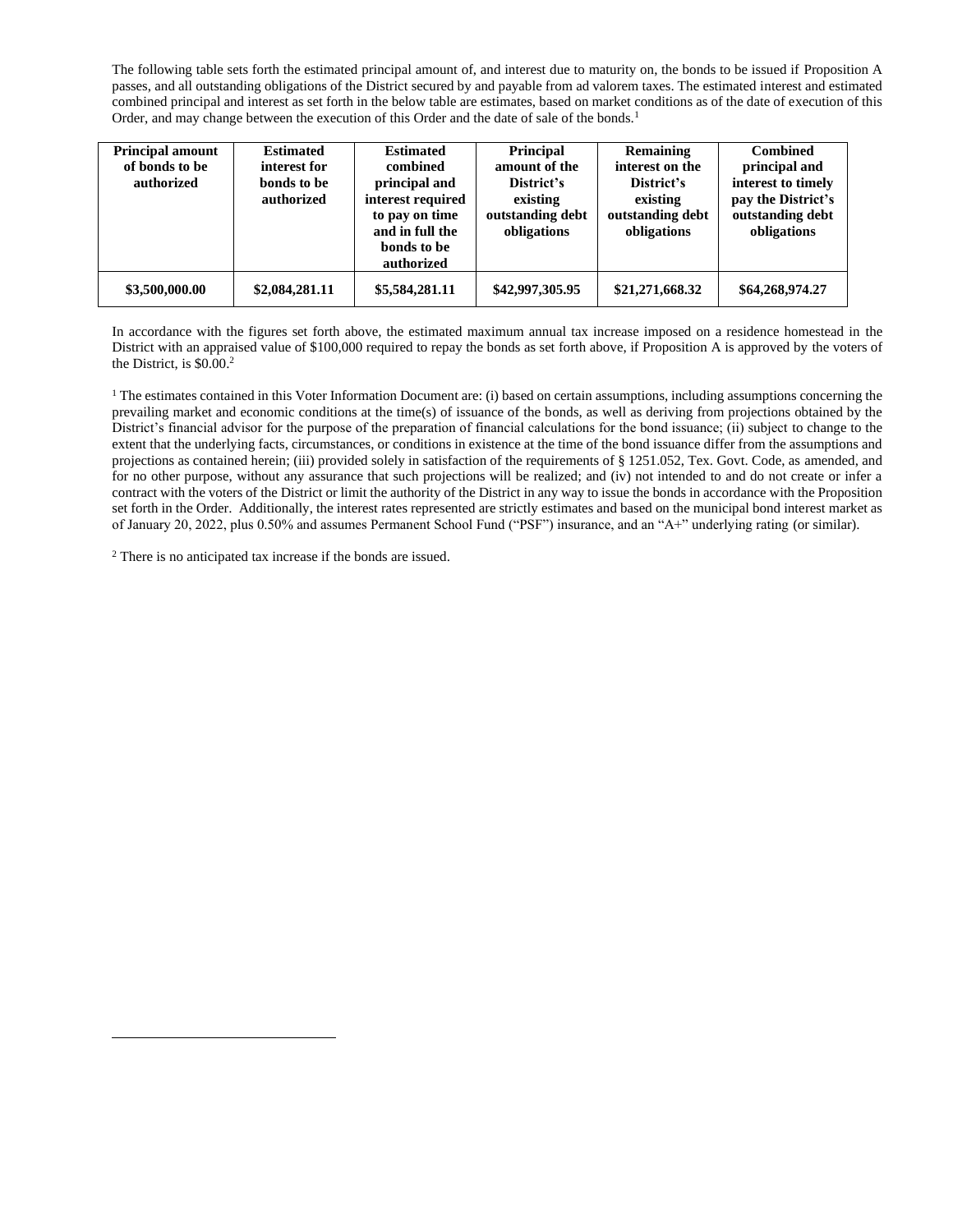The following table sets forth the estimated principal amount of, and interest due to maturity on, the bonds to be issued if Proposition A passes, and all outstanding obligations of the District secured by and payable from ad valorem taxes. The estimated interest and estimated combined principal and interest as set forth in the below table are estimates, based on market conditions as of the date of execution of this Order, and may change between the execution of this Order and the date of sale of the bonds.[1]

| Principal amount of bonds to be authorized | Estimated interest for bonds to be authorized | Estimated combined principal and interest required to pay on time and in full the bonds to be authorized | Principal amount of the District's existing outstanding debt obligations | Remaining interest on the District's existing outstanding debt obligations | Combined principal and interest to timely pay the District's outstanding debt obligations |
|---|---|---|---|---|---|
| **$3,500,000.00** | **$2,084,281.11** | **$5,584,281.11** | **$42,997,305.95** | **$21,271,668.32** | **$64,268,974.27** |

In accordance with the figures set forth above, the estimated maximum annual tax increase imposed on a residence homestead in the District with an appraised value of $100,000 required to repay the bonds as set forth above, if Proposition A is approved by the voters of the District, is $0.00.[2]

[1] The estimates contained in this Voter Information Document are: (i) based on certain assumptions, including assumptions concerning the prevailing market and economic conditions at the time(s) of issuance of the bonds, as well as deriving from projections obtained by the District's financial advisor for the purpose of the preparation of financial calculations for the bond issuance; (ii) subject to change to the extent that the underlying facts, circumstances, or conditions in existence at the time of the bond issuance differ from the assumptions and projections as contained herein; (iii) provided solely in satisfaction of the requirements of § 1251.052, Tex. Govt. Code, as amended, and for no other purpose, without any assurance that such projections will be realized; and (iv) not intended to and do not create or infer a contract with the voters of the District or limit the authority of the District in any way to issue the bonds in accordance with the Proposition set forth in the Order. Additionally, the interest rates represented are strictly estimates and based on the municipal bond interest market as of January 20, 2022, plus 0.50% and assumes Permanent School Fund ("PSF") insurance, and an "A+" underlying rating (or similar).

[2] There is no anticipated tax increase if the bonds are issued.